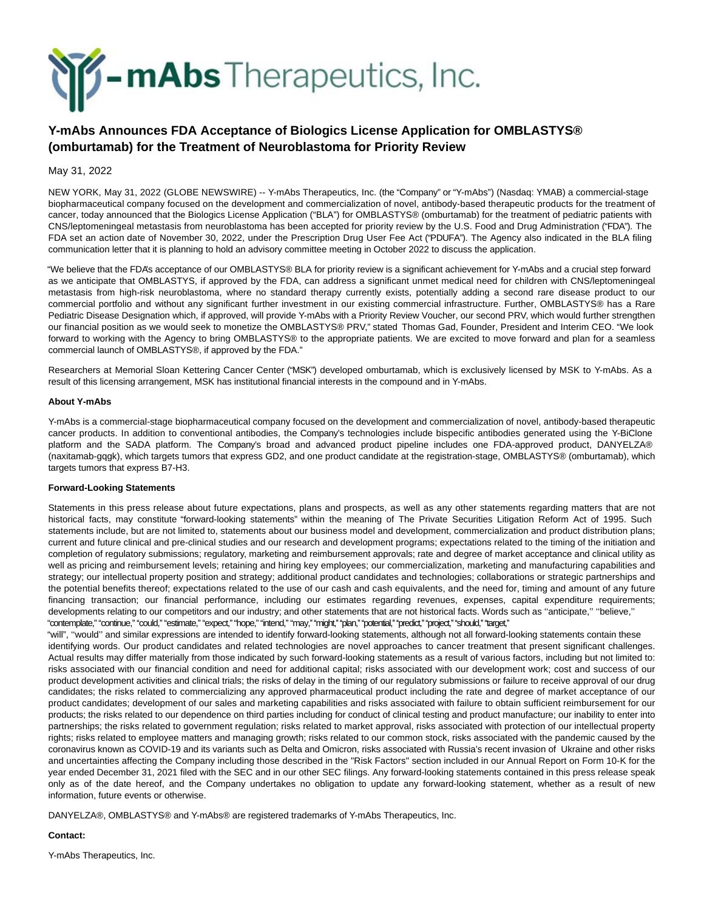# Y-mAbs Announces FDA Acceptance of Biologics License Application for OMBLASTYS® (omburtamab) for the Treatment of Neuroblastoma for Priority Review

May 31, 2022

NEW YORK, May 31, 2022 (GLOBE NEWSWIRE) -- Y-mAbs Therapeutics, Inc. (the "Company" or "Y-mAbs") (Nasdaq: YMAB) a commercial-stage biopharmaceutical company focused on the development and commercialization of novel, antibody-based therapeutic products for the treatment of cancer, today announced that the Biologics License Application ("BLA") for OMBLASTYS® (omburtamab) for the treatment of pediatric patients with CNS/leptomeningeal metastasis from neuroblastoma has been accepted for priority review by the U.S. Food and Drug Administration ("FDA"). The FDA set an action date of November 30, 2022, under the Prescription Drug User Fee Act ("PDUFA"). The Agency also indicated in the BLA filing communication letter that it is planning to hold an advisory committee meeting in October 2022 to discuss the application.

"We believe that the FDA's acceptance of our OMBLASTYS® BLA for priority review is a significant achievement for Y-mAbs and a crucial step forward as we anticipate that OMBLASTYS, if approved by the FDA, can address a significant unmet medical need for children with CNS/leptomeningeal metastasis from high-risk neuroblastoma, where no standard therapy currently exists, potentially adding a second rare disease product to our commercial portfolio and without any significant further investment in our existing commercial infrastructure. Further, OMBLASTYS® has a Rare Pediatric Disease Designation which, if approved, will provide Y-mAbs with a Priority Review Voucher, our second PRV, which would further strengthen our financial position as we would seek to monetize the OMBLASTYS® PRV," stated Thomas Gad, Founder, President and Interim CEO. "We look forward to working with the Agency to bring OMBLASTYS® to the appropriate patients. We are excited to move forward and plan for a seamless commercial launch of OMBLASTYS®, if approved by the FDA."

Researchers at Memorial Sloan Kettering Cancer Center ("MSK") developed omburtamab, which is exclusively licensed by MSK to Y-mAbs. As a result of this licensing arrangement, MSK has institutional financial interests in the compound and in Y-mAbs.

**About Y-mAbs**

Y-mAbs is a commercial-stage biopharmaceutical company focused on the development and commercialization of novel, antibody-based therapeutic cancer products. In addition to conventional antibodies, the Company's technologies include bispecific antibodies generated using the Y-BiClone platform and the SADA platform. The Company's broad and advanced product pipeline includes one FDA-approved product, DANYELZA® (naxitamab-gqgk), which targets tumors that express GD2, and one product candidate at the registration-stage, OMBLASTYS® (omburtamab), which targets tumors that express B7-H3.

**Forward-Looking Statements**

Statements in this press release about future expectations, plans and prospects, as well as any other statements regarding matters that are not historical facts, may constitute "forward-looking statements" within the meaning of The Private Securities Litigation Reform Act of 1995. Such statements include, but are not limited to, statements about our business model and development, commercialization and product distribution plans; current and future clinical and pre-clinical studies and our research and development programs; expectations related to the timing of the initiation and completion of regulatory submissions; regulatory, marketing and reimbursement approvals; rate and degree of market acceptance and clinical utility as well as pricing and reimbursement levels; retaining and hiring key employees; our commercialization, marketing and manufacturing capabilities and strategy; our intellectual property position and strategy; additional product candidates and technologies; collaborations or strategic partnerships and the potential benefits thereof; expectations related to the use of our cash and cash equivalents, and the need for, timing and amount of any future financing transaction; our financial performance, including our estimates regarding revenues, expenses, capital expenditure requirements; developments relating to our competitors and our industry; and other statements that are not historical facts. Words such as ''anticipate,'' ''believe,'' "contemplate," "continue," "could," "estimate," "expect," "hope," "intend," "may," "might," "plan," "potential," "predict," "project," "should," "target," "will", ''would'' and similar expressions are intended to identify forward-looking statements, although not all forward-looking statements contain these identifying words. Our product candidates and related technologies are novel approaches to cancer treatment that present significant challenges. Actual results may differ materially from those indicated by such forward-looking statements as a result of various factors, including but not limited to: risks associated with our financial condition and need for additional capital; risks associated with our development work; cost and success of our product development activities and clinical trials; the risks of delay in the timing of our regulatory submissions or failure to receive approval of our drug candidates; the risks related to commercializing any approved pharmaceutical product including the rate and degree of market acceptance of our product candidates; development of our sales and marketing capabilities and risks associated with failure to obtain sufficient reimbursement for our products; the risks related to our dependence on third parties including for conduct of clinical testing and product manufacture; our inability to enter into partnerships; the risks related to government regulation; risks related to market approval, risks associated with protection of our intellectual property rights; risks related to employee matters and managing growth; risks related to our common stock, risks associated with the pandemic caused by the coronavirus known as COVID-19 and its variants such as Delta and Omicron, risks associated with Russia's recent invasion of Ukraine and other risks and uncertainties affecting the Company including those described in the "Risk Factors" section included in our Annual Report on Form 10-K for the year ended December 31, 2021 filed with the SEC and in our other SEC filings. Any forward-looking statements contained in this press release speak only as of the date hereof, and the Company undertakes no obligation to update any forward-looking statement, whether as a result of new information, future events or otherwise.

DANYELZA®, OMBLASTYS® and Y-mAbs® are registered trademarks of Y-mAbs Therapeutics, Inc.

**Contact:**

Y-mAbs Therapeutics, Inc.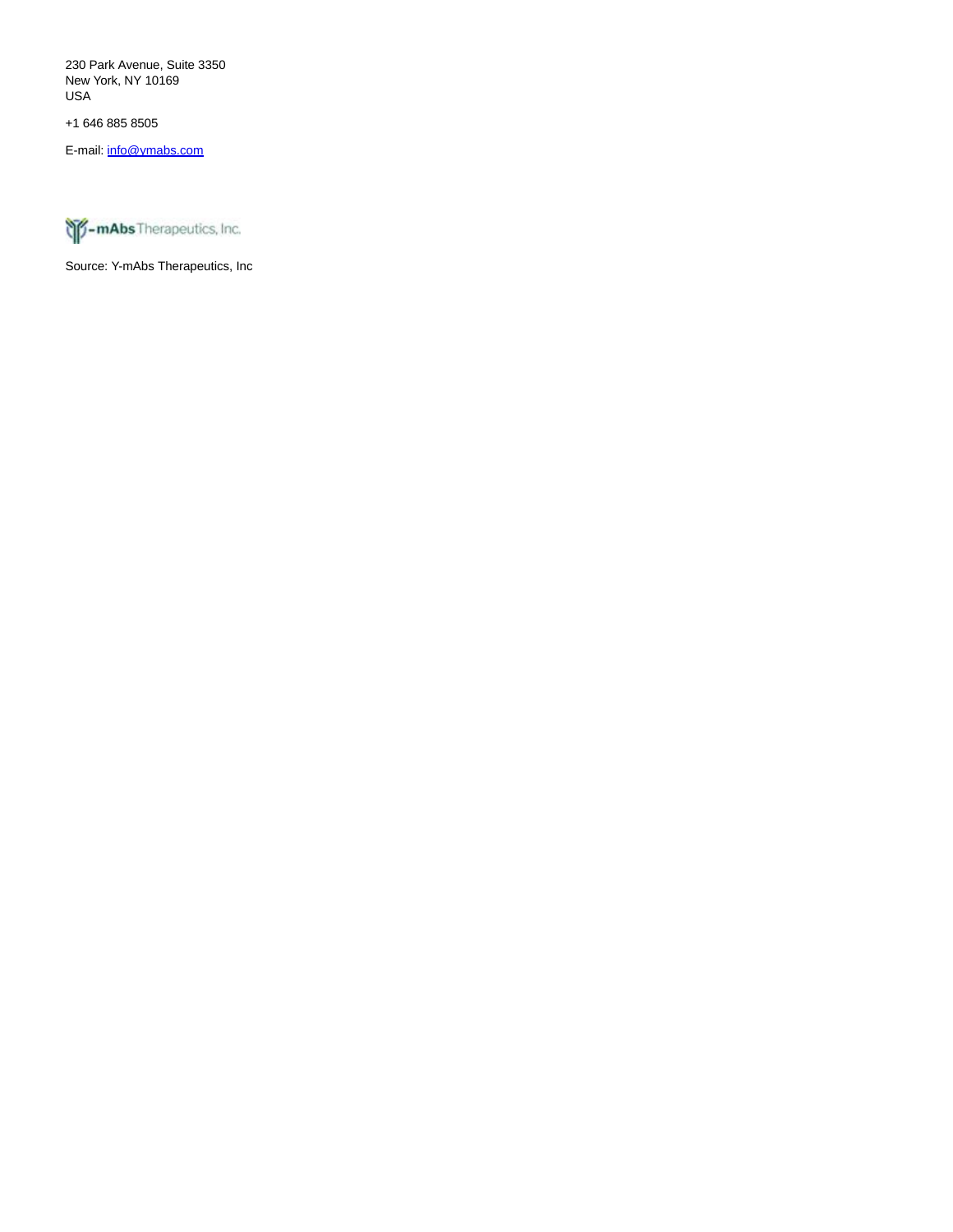230 Park Avenue, Suite 3350
New York, NY 10169
USA

+1 646 885 8505

E-mail: [info@ymabs.com](mailto:info@ymabs.com)

Source: Y-mAbs Therapeutics, Inc